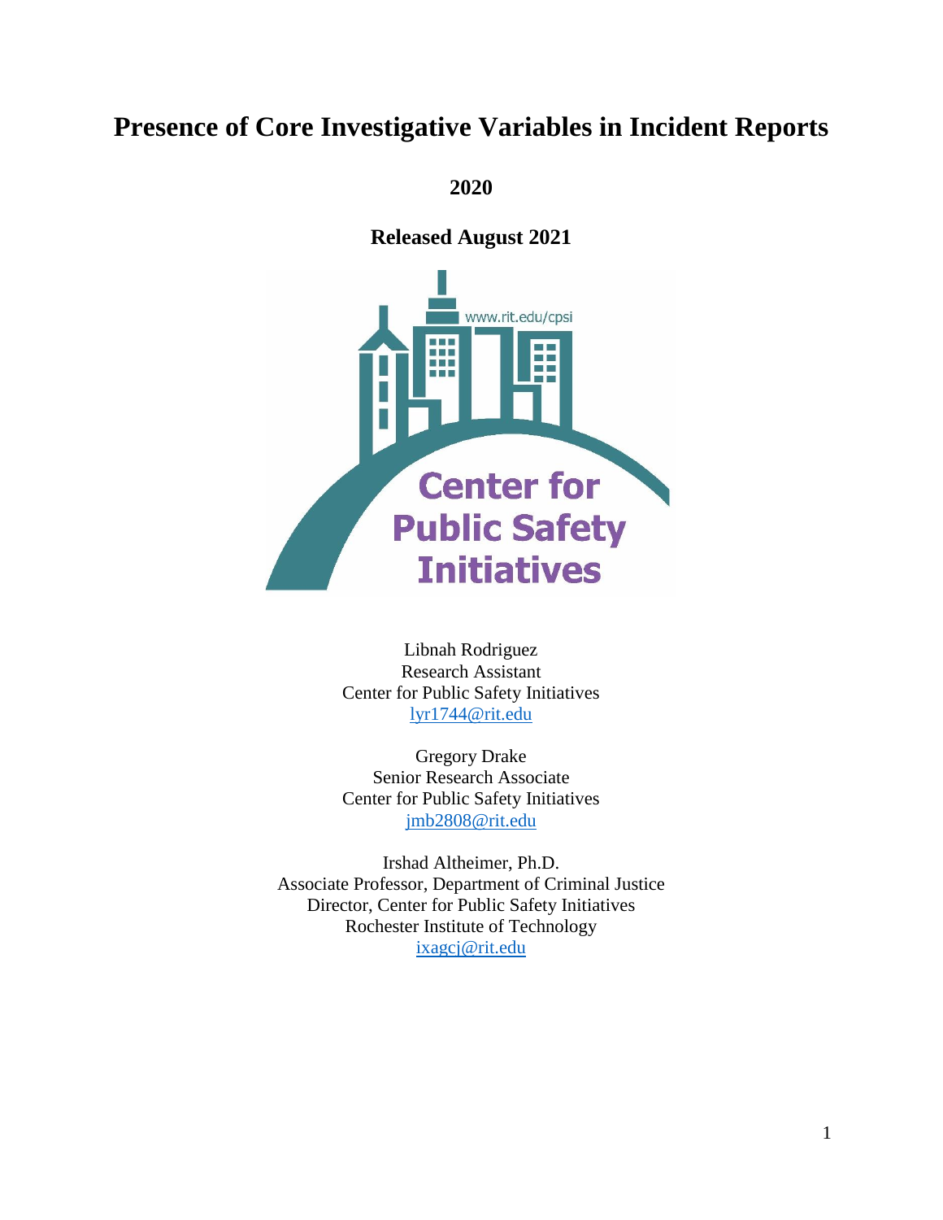# Presence of Core Investigative Variables in Incident Reports

**2020**

**Released August 2021**

Libnah Rodriguez
Research Assistant
Center for Public Safety Initiatives
lyr1744@rit.edu

Gregory Drake
Senior Research Associate
Center for Public Safety Initiatives
jmb2808@rit.edu

Irshad Altheimer, Ph.D.
Associate Professor, Department of Criminal Justice
Director, Center for Public Safety Initiatives
Rochester Institute of Technology
ixagcj@rit.edu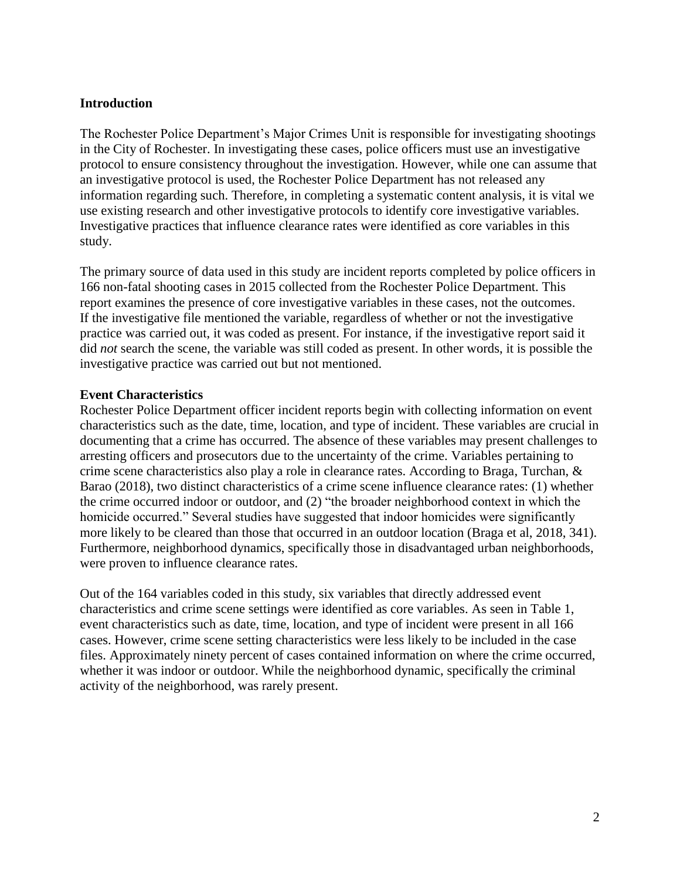## Introduction

The Rochester Police Department's Major Crimes Unit is responsible for investigating shootings in the City of Rochester. In investigating these cases, police officers must use an investigative protocol to ensure consistency throughout the investigation. However, while one can assume that an investigative protocol is used, the Rochester Police Department has not released any information regarding such. Therefore, in completing a systematic content analysis, it is vital we use existing research and other investigative protocols to identify core investigative variables. Investigative practices that influence clearance rates were identified as core variables in this study.

The primary source of data used in this study are incident reports completed by police officers in 166 non-fatal shooting cases in 2015 collected from the Rochester Police Department. This report examines the presence of core investigative variables in these cases, not the outcomes. If the investigative file mentioned the variable, regardless of whether or not the investigative practice was carried out, it was coded as present. For instance, if the investigative report said it did *not* search the scene, the variable was still coded as present. In other words, it is possible the investigative practice was carried out but not mentioned.

## Event Characteristics

Rochester Police Department officer incident reports begin with collecting information on event characteristics such as the date, time, location, and type of incident. These variables are crucial in documenting that a crime has occurred. The absence of these variables may present challenges to arresting officers and prosecutors due to the uncertainty of the crime. Variables pertaining to crime scene characteristics also play a role in clearance rates. According to Braga, Turchan, & Barao (2018), two distinct characteristics of a crime scene influence clearance rates: (1) whether the crime occurred indoor or outdoor, and (2) "the broader neighborhood context in which the homicide occurred." Several studies have suggested that indoor homicides were significantly more likely to be cleared than those that occurred in an outdoor location (Braga et al, 2018, 341). Furthermore, neighborhood dynamics, specifically those in disadvantaged urban neighborhoods, were proven to influence clearance rates.

Out of the 164 variables coded in this study, six variables that directly addressed event characteristics and crime scene settings were identified as core variables. As seen in Table 1, event characteristics such as date, time, location, and type of incident were present in all 166 cases. However, crime scene setting characteristics were less likely to be included in the case files. Approximately ninety percent of cases contained information on where the crime occurred, whether it was indoor or outdoor. While the neighborhood dynamic, specifically the criminal activity of the neighborhood, was rarely present.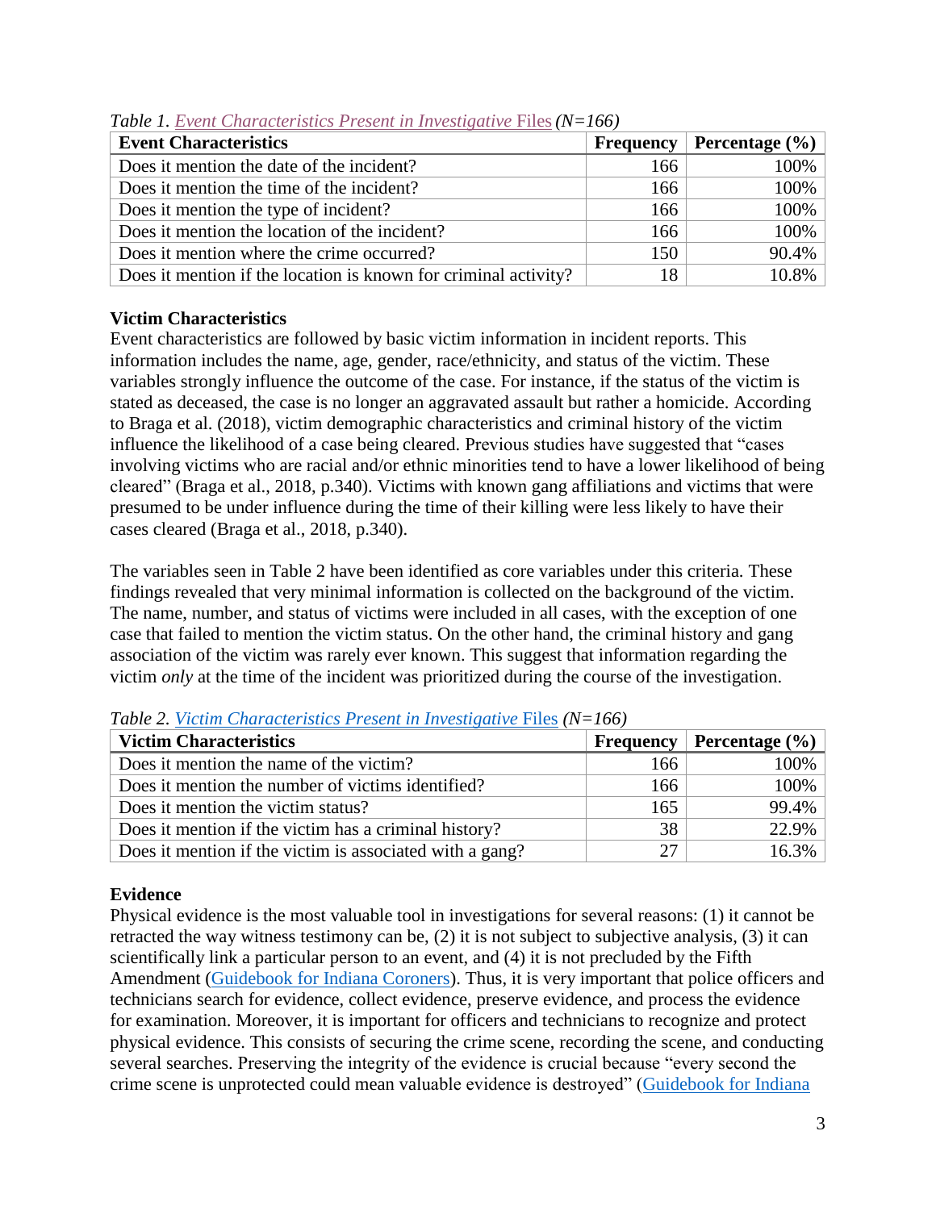*Table 1. Event Characteristics Present in Investigative Files (N=166)*

| Event Characteristics | Frequency | Percentage (%) |
|---|---|---|
| Does it mention the date of the incident? | 166 | 100% |
| Does it mention the time of the incident? | 166 | 100% |
| Does it mention the type of incident? | 166 | 100% |
| Does it mention the location of the incident? | 166 | 100% |
| Does it mention where the crime occurred? | 150 | 90.4% |
| Does it mention if the location is known for criminal activity? | 18 | 10.8% |

**Victim Characteristics**

Event characteristics are followed by basic victim information in incident reports. This information includes the name, age, gender, race/ethnicity, and status of the victim. These variables strongly influence the outcome of the case. For instance, if the status of the victim is stated as deceased, the case is no longer an aggravated assault but rather a homicide. According to Braga et al. (2018), victim demographic characteristics and criminal history of the victim influence the likelihood of a case being cleared. Previous studies have suggested that "cases involving victims who are racial and/or ethnic minorities tend to have a lower likelihood of being cleared" (Braga et al., 2018, p.340). Victims with known gang affiliations and victims that were presumed to be under influence during the time of their killing were less likely to have their cases cleared (Braga et al., 2018, p.340).

The variables seen in Table 2 have been identified as core variables under this criteria. These findings revealed that very minimal information is collected on the background of the victim. The name, number, and status of victims were included in all cases, with the exception of one case that failed to mention the victim status. On the other hand, the criminal history and gang association of the victim was rarely ever known. This suggest that information regarding the victim *only* at the time of the incident was prioritized during the course of the investigation.

*Table 2. Victim Characteristics Present in Investigative Files (N=166)*

| Victim Characteristics | Frequency | Percentage (%) |
|---|---|---|
| Does it mention the name of the victim? | 166 | 100% |
| Does it mention the number of victims identified? | 166 | 100% |
| Does it mention the victim status? | 165 | 99.4% |
| Does it mention if the victim has a criminal history? | 38 | 22.9% |
| Does it mention if the victim is associated with a gang? | 27 | 16.3% |

**Evidence**

Physical evidence is the most valuable tool in investigations for several reasons: (1) it cannot be retracted the way witness testimony can be, (2) it is not subject to subjective analysis, (3) it can scientifically link a particular person to an event, and (4) it is not precluded by the Fifth Amendment (Guidebook for Indiana Coroners). Thus, it is very important that police officers and technicians search for evidence, collect evidence, preserve evidence, and process the evidence for examination. Moreover, it is important for officers and technicians to recognize and protect physical evidence. This consists of securing the crime scene, recording the scene, and conducting several searches. Preserving the integrity of the evidence is crucial because "every second the crime scene is unprotected could mean valuable evidence is destroyed" (Guidebook for Indiana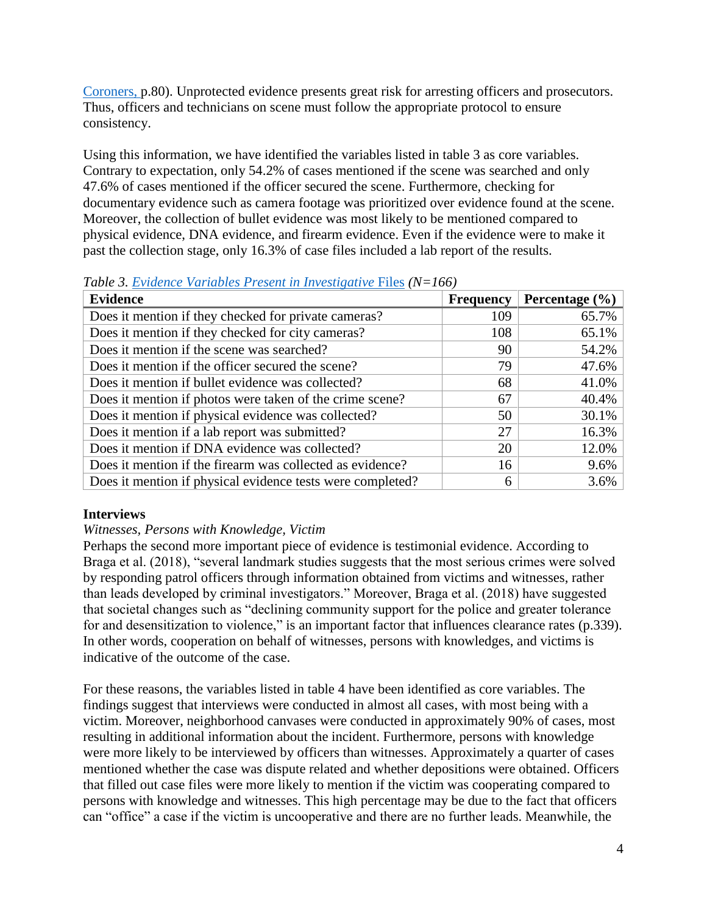Coroners, p.80). Unprotected evidence presents great risk for arresting officers and prosecutors. Thus, officers and technicians on scene must follow the appropriate protocol to ensure consistency.

Using this information, we have identified the variables listed in table 3 as core variables. Contrary to expectation, only 54.2% of cases mentioned if the scene was searched and only 47.6% of cases mentioned if the officer secured the scene. Furthermore, checking for documentary evidence such as camera footage was prioritized over evidence found at the scene. Moreover, the collection of bullet evidence was most likely to be mentioned compared to physical evidence, DNA evidence, and firearm evidence. Even if the evidence were to make it past the collection stage, only 16.3% of case files included a lab report of the results.

*Table 3. Evidence Variables Present in Investigative Files (N=166)*

| Evidence | Frequency | Percentage (%) |
|---|---|---|
| Does it mention if they checked for private cameras? | 109 | 65.7% |
| Does it mention if they checked for city cameras? | 108 | 65.1% |
| Does it mention if the scene was searched? | 90 | 54.2% |
| Does it mention if the officer secured the scene? | 79 | 47.6% |
| Does it mention if bullet evidence was collected? | 68 | 41.0% |
| Does it mention if photos were taken of the crime scene? | 67 | 40.4% |
| Does it mention if physical evidence was collected? | 50 | 30.1% |
| Does it mention if a lab report was submitted? | 27 | 16.3% |
| Does it mention if DNA evidence was collected? | 20 | 12.0% |
| Does it mention if the firearm was collected as evidence? | 16 | 9.6% |
| Does it mention if physical evidence tests were completed? | 6 | 3.6% |

**Interviews**

*Witnesses, Persons with Knowledge, Victim*

Perhaps the second more important piece of evidence is testimonial evidence. According to Braga et al. (2018), "several landmark studies suggests that the most serious crimes were solved by responding patrol officers through information obtained from victims and witnesses, rather than leads developed by criminal investigators." Moreover, Braga et al. (2018) have suggested that societal changes such as "declining community support for the police and greater tolerance for and desensitization to violence," is an important factor that influences clearance rates (p.339). In other words, cooperation on behalf of witnesses, persons with knowledges, and victims is indicative of the outcome of the case.

For these reasons, the variables listed in table 4 have been identified as core variables. The findings suggest that interviews were conducted in almost all cases, with most being with a victim. Moreover, neighborhood canvases were conducted in approximately 90% of cases, most resulting in additional information about the incident. Furthermore, persons with knowledge were more likely to be interviewed by officers than witnesses. Approximately a quarter of cases mentioned whether the case was dispute related and whether depositions were obtained. Officers that filled out case files were more likely to mention if the victim was cooperating compared to persons with knowledge and witnesses. This high percentage may be due to the fact that officers can "office" a case if the victim is uncooperative and there are no further leads. Meanwhile, the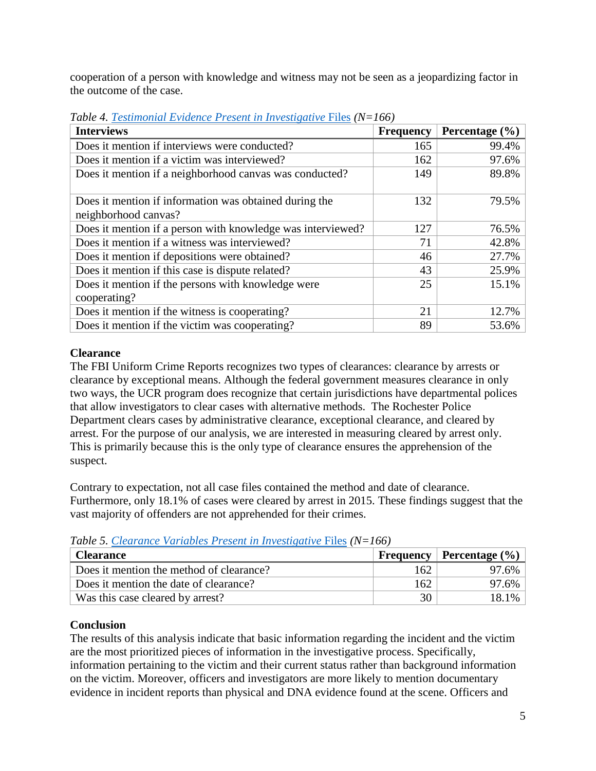cooperation of a person with knowledge and witness may not be seen as a jeopardizing factor in the outcome of the case.

*Table 4. Testimonial Evidence Present in Investigative Files (N=166)*

| Interviews | Frequency | Percentage (%) |
|---|---|---|
| Does it mention if interviews were conducted? | 165 | 99.4% |
| Does it mention if a victim was interviewed? | 162 | 97.6% |
| Does it mention if a neighborhood canvas was conducted? | 149 | 89.8% |
| Does it mention if information was obtained during the neighborhood canvas? | 132 | 79.5% |
| Does it mention if a person with knowledge was interviewed? | 127 | 76.5% |
| Does it mention if a witness was interviewed? | 71 | 42.8% |
| Does it mention if depositions were obtained? | 46 | 27.7% |
| Does it mention if this case is dispute related? | 43 | 25.9% |
| Does it mention if the persons with knowledge were cooperating? | 25 | 15.1% |
| Does it mention if the witness is cooperating? | 21 | 12.7% |
| Does it mention if the victim was cooperating? | 89 | 53.6% |

**Clearance**

The FBI Uniform Crime Reports recognizes two types of clearances: clearance by arrests or clearance by exceptional means. Although the federal government measures clearance in only two ways, the UCR program does recognize that certain jurisdictions have departmental polices that allow investigators to clear cases with alternative methods. The Rochester Police Department clears cases by administrative clearance, exceptional clearance, and cleared by arrest. For the purpose of our analysis, we are interested in measuring cleared by arrest only. This is primarily because this is the only type of clearance ensures the apprehension of the suspect.

Contrary to expectation, not all case files contained the method and date of clearance. Furthermore, only 18.1% of cases were cleared by arrest in 2015. These findings suggest that the vast majority of offenders are not apprehended for their crimes.

*Table 5. Clearance Variables Present in Investigative Files (N=166)*

| Clearance | Frequency | Percentage (%) |
|---|---|---|
| Does it mention the method of clearance? | 162 | 97.6% |
| Does it mention the date of clearance? | 162 | 97.6% |
| Was this case cleared by arrest? | 30 | 18.1% |

**Conclusion**

The results of this analysis indicate that basic information regarding the incident and the victim are the most prioritized pieces of information in the investigative process. Specifically, information pertaining to the victim and their current status rather than background information on the victim. Moreover, officers and investigators are more likely to mention documentary evidence in incident reports than physical and DNA evidence found at the scene. Officers and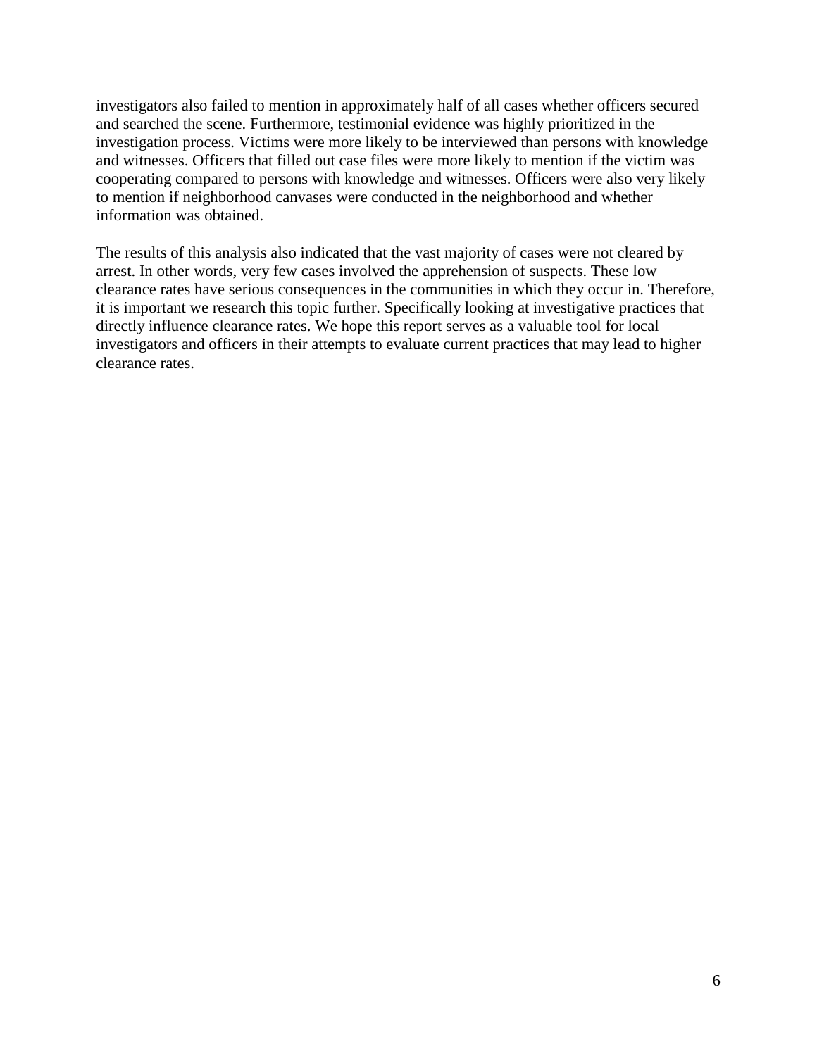investigators also failed to mention in approximately half of all cases whether officers secured and searched the scene. Furthermore, testimonial evidence was highly prioritized in the investigation process. Victims were more likely to be interviewed than persons with knowledge and witnesses. Officers that filled out case files were more likely to mention if the victim was cooperating compared to persons with knowledge and witnesses. Officers were also very likely to mention if neighborhood canvases were conducted in the neighborhood and whether information was obtained.

The results of this analysis also indicated that the vast majority of cases were not cleared by arrest. In other words, very few cases involved the apprehension of suspects. These low clearance rates have serious consequences in the communities in which they occur in. Therefore, it is important we research this topic further. Specifically looking at investigative practices that directly influence clearance rates. We hope this report serves as a valuable tool for local investigators and officers in their attempts to evaluate current practices that may lead to higher clearance rates.